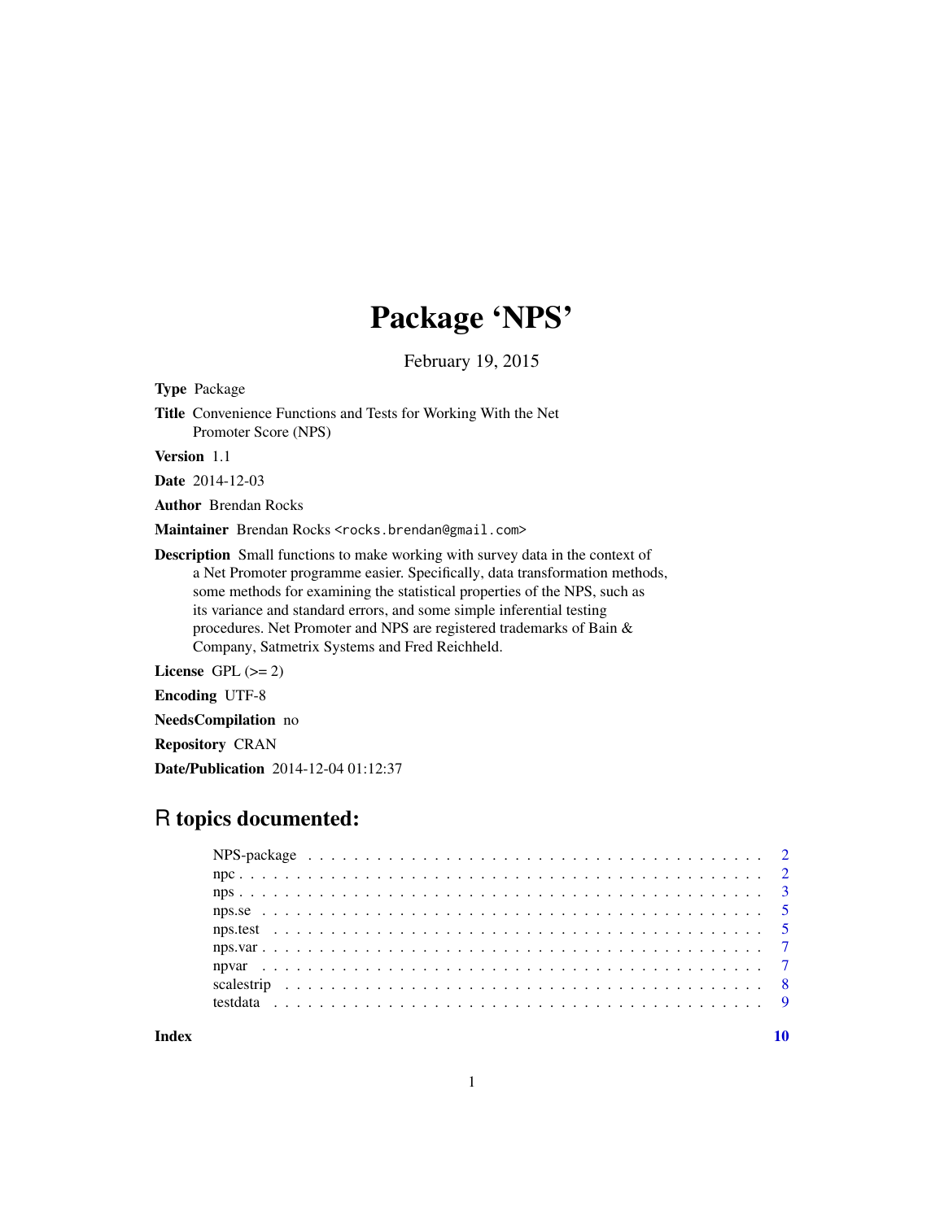# Package 'NPS'

February 19, 2015

**Type** Package

**Title** Convenience Functions and Tests for Working With the Net Promoter Score (NPS)

**Version** 1.1

**Date** 2014-12-03

**Author** Brendan Rocks

**Maintainer** Brendan Rocks <rocks.brendan@gmail.com>

**Description** Small functions to make working with survey data in the context of a Net Promoter programme easier. Specifically, data transformation methods, some methods for examining the statistical properties of the NPS, such as its variance and standard errors, and some simple inferential testing procedures. Net Promoter and NPS are registered trademarks of Bain & Company, Satmetrix Systems and Fred Reichheld.

**License** GPL (>= 2)

**Encoding** UTF-8

**NeedsCompilation** no

**Repository** CRAN

**Date/Publication** 2014-12-04 01:12:37

## R topics documented:

| | |
|---|---|
| NPS-package | 2 |
| npc | 2 |
| nps | 3 |
| nps.se | 5 |
| nps.test | 5 |
| nps.var | 7 |
| npvar | 7 |
| scalestrip | 8 |
| testdata | 9 |

**Index** 10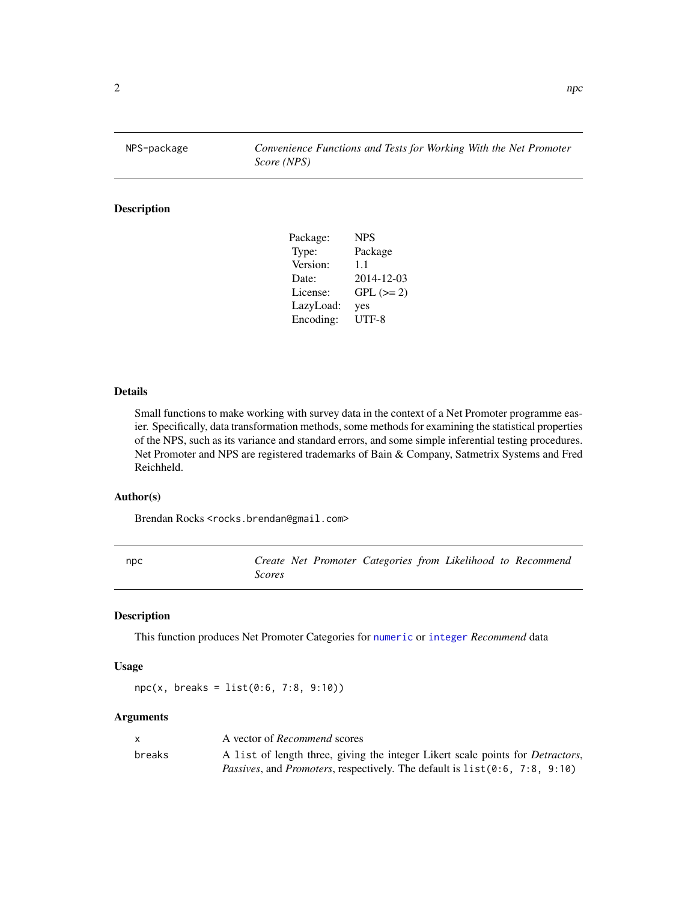## NPS-package — *Convenience Functions and Tests for Working With the Net Promoter Score (NPS)*

### Description

| | |
|---|---|
| Package: | NPS |
| Type: | Package |
| Version: | 1.1 |
| Date: | 2014-12-03 |
| License: | GPL (>= 2) |
| LazyLoad: | yes |
| Encoding: | UTF-8 |

### Details

Small functions to make working with survey data in the context of a Net Promoter programme easier. Specifically, data transformation methods, some methods for examining the statistical properties of the NPS, such as its variance and standard errors, and some simple inferential testing procedures. Net Promoter and NPS are registered trademarks of Bain & Company, Satmetrix Systems and Fred Reichheld.

### Author(s)

Brendan Rocks <rocks.brendan@gmail.com>

## npc — *Create Net Promoter Categories from Likelihood to Recommend Scores*

### Description

This function produces Net Promoter Categories for `numeric` or `integer` *Recommend* data

### Usage

```
npc(x, breaks = list(0:6, 7:8, 9:10))
```

### Arguments

| | |
|---|---|
| `x` | A vector of *Recommend* scores |
| `breaks` | A `list` of length three, giving the integer Likert scale points for *Detractors*, *Passives*, and *Promoters*, respectively. The default is `list(0:6, 7:8, 9:10)` |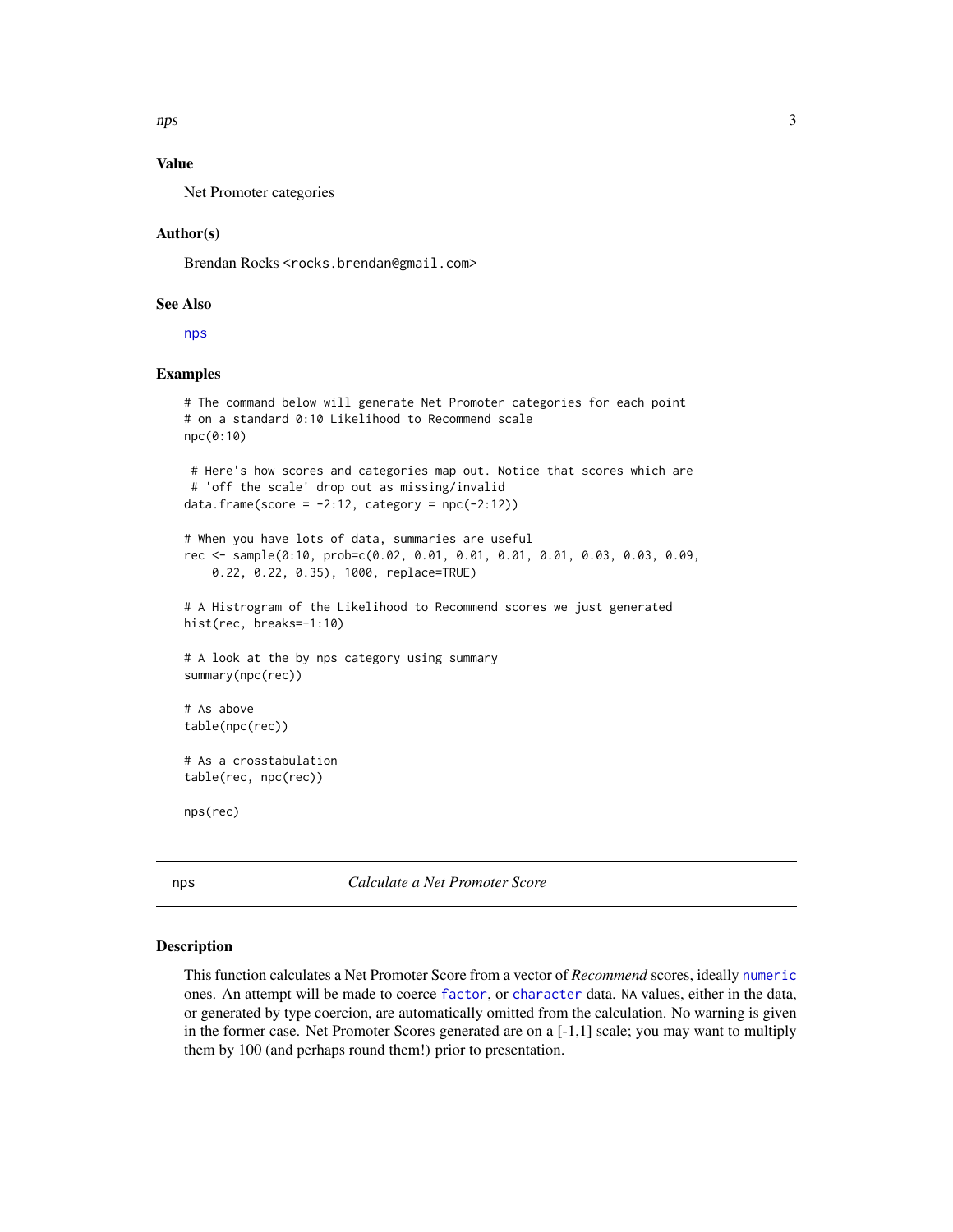### Value

Net Promoter categories

### Author(s)

Brendan Rocks <rocks.brendan@gmail.com>

### See Also

nps

### Examples

```
# The command below will generate Net Promoter categories for each point
# on a standard 0:10 Likelihood to Recommend scale
npc(0:10)

 # Here's how scores and categories map out. Notice that scores which are
 # 'off the scale' drop out as missing/invalid
data.frame(score = -2:12, category = npc(-2:12))

# When you have lots of data, summaries are useful
rec <- sample(0:10, prob=c(0.02, 0.01, 0.01, 0.01, 0.01, 0.03, 0.03, 0.09,
    0.22, 0.22, 0.35), 1000, replace=TRUE)

# A Histrogram of the Likelihood to Recommend scores we just generated
hist(rec, breaks=-1:10)

# A look at the by nps category using summary
summary(npc(rec))

# As above
table(npc(rec))

# As a crosstabulation
table(rec, npc(rec))

nps(rec)
```

---

## nps — *Calculate a Net Promoter Score*

---

### Description

This function calculates a Net Promoter Score from a vector of *Recommend* scores, ideally numeric ones. An attempt will be made to coerce factor, or character data. NA values, either in the data, or generated by type coercion, are automatically omitted from the calculation. No warning is given in the former case. Net Promoter Scores generated are on a [-1,1] scale; you may want to multiply them by 100 (and perhaps round them!) prior to presentation.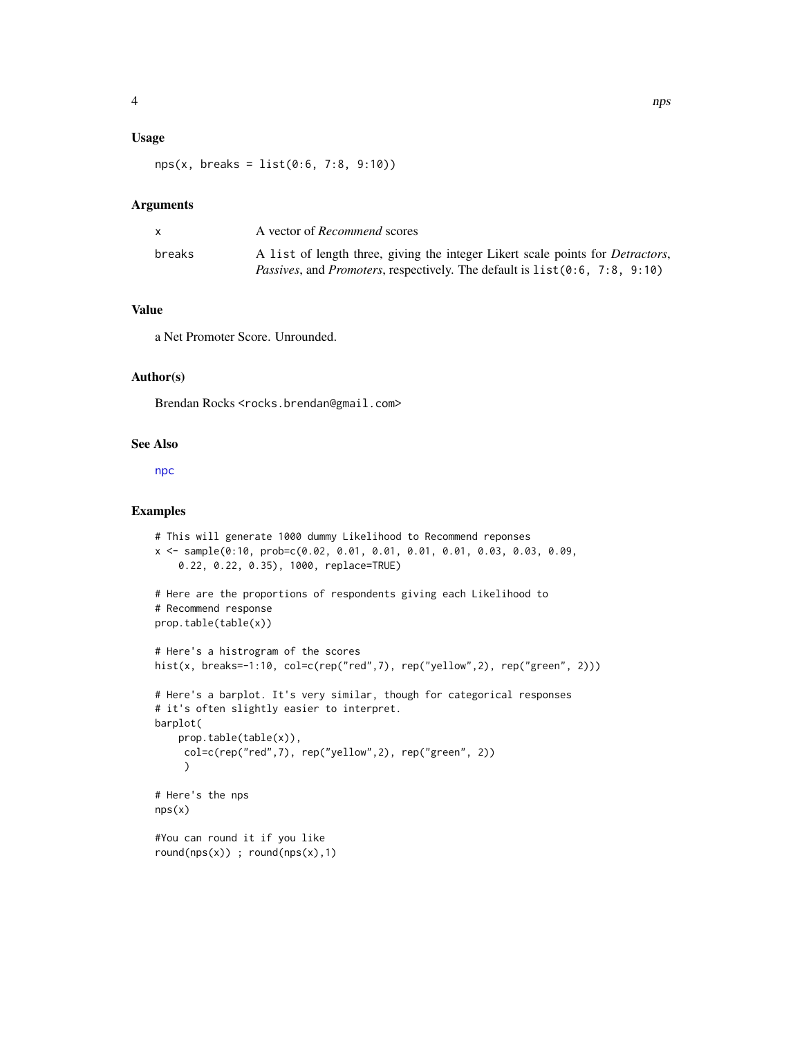### Usage

```
nps(x, breaks = list(0:6, 7:8, 9:10))
```

### Arguments

| | |
|---|---|
| x | A vector of *Recommend* scores |
| breaks | A `list` of length three, giving the integer Likert scale points for *Detractors*, *Passives*, and *Promoters*, respectively. The default is `list(0:6, 7:8, 9:10)` |

### Value

a Net Promoter Score. Unrounded.

### Author(s)

Brendan Rocks <rocks.brendan@gmail.com>

### See Also

npc

### Examples

```
# This will generate 1000 dummy Likelihood to Recommend reponses
x <- sample(0:10, prob=c(0.02, 0.01, 0.01, 0.01, 0.01, 0.03, 0.03, 0.09,
    0.22, 0.22, 0.35), 1000, replace=TRUE)

# Here are the proportions of respondents giving each Likelihood to
# Recommend response
prop.table(table(x))

# Here's a histrogram of the scores
hist(x, breaks=-1:10, col=c(rep("red",7), rep("yellow",2), rep("green", 2)))

# Here's a barplot. It's very similar, though for categorical responses
# it's often slightly easier to interpret.
barplot(
    prop.table(table(x)),
     col=c(rep("red",7), rep("yellow",2), rep("green", 2))
     )

# Here's the nps
nps(x)

#You can round it if you like
round(nps(x)) ; round(nps(x),1)
```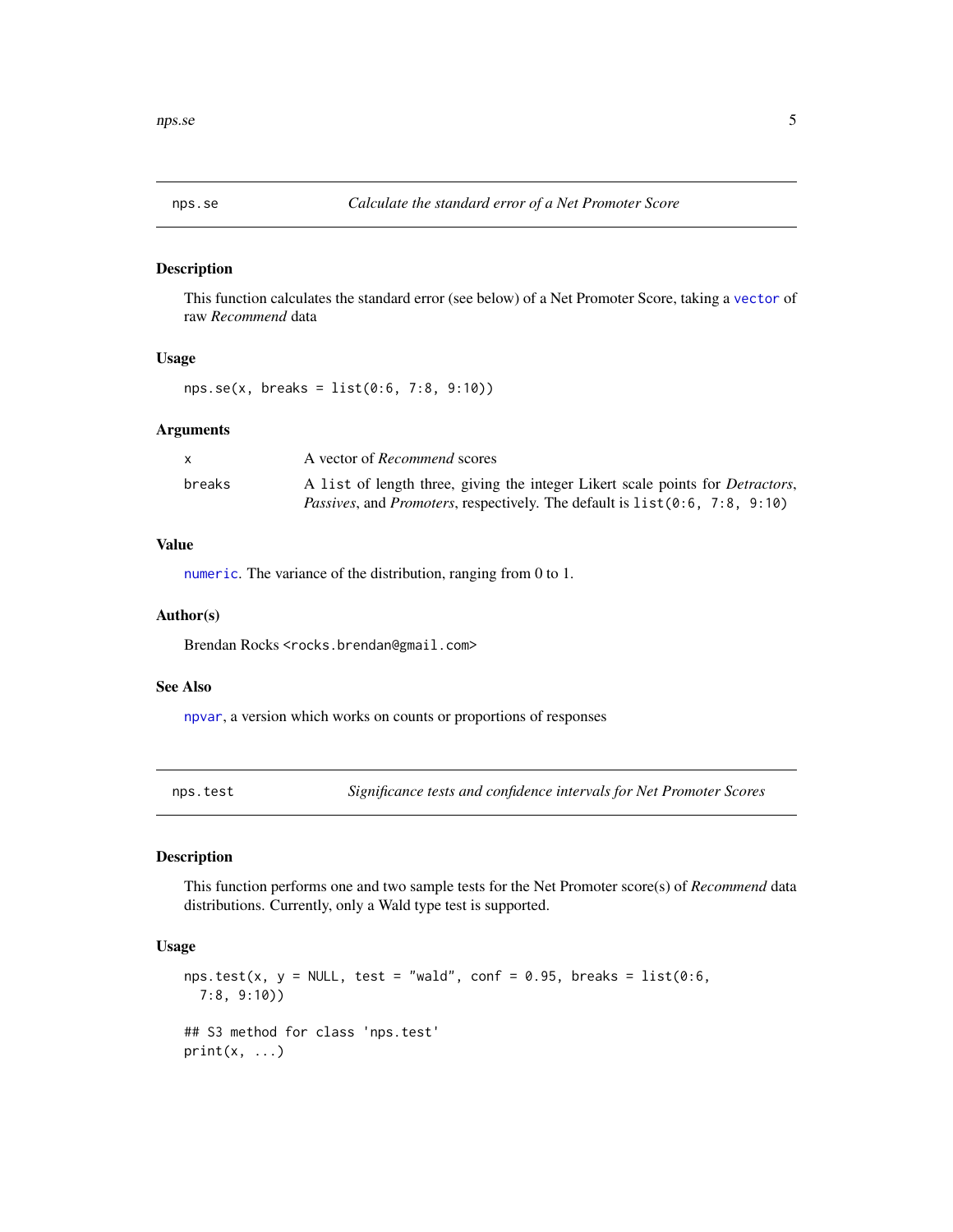## nps.se — *Calculate the standard error of a Net Promoter Score*

### Description

This function calculates the standard error (see below) of a Net Promoter Score, taking a `vector` of raw *Recommend* data

### Usage

```
nps.se(x, breaks = list(0:6, 7:8, 9:10))
```

### Arguments

| | |
|---|---|
| `x` | A vector of *Recommend* scores |
| `breaks` | A `list` of length three, giving the integer Likert scale points for *Detractors*, *Passives*, and *Promoters*, respectively. The default is `list(0:6, 7:8, 9:10)` |

### Value

`numeric`. The variance of the distribution, ranging from 0 to 1.

### Author(s)

Brendan Rocks <rocks.brendan@gmail.com>

### See Also

`npvar`, a version which works on counts or proportions of responses

## nps.test — *Significance tests and confidence intervals for Net Promoter Scores*

### Description

This function performs one and two sample tests for the Net Promoter score(s) of *Recommend* data distributions. Currently, only a Wald type test is supported.

### Usage

```
nps.test(x, y = NULL, test = "wald", conf = 0.95, breaks = list(0:6,
  7:8, 9:10))

## S3 method for class 'nps.test'
print(x, ...)
```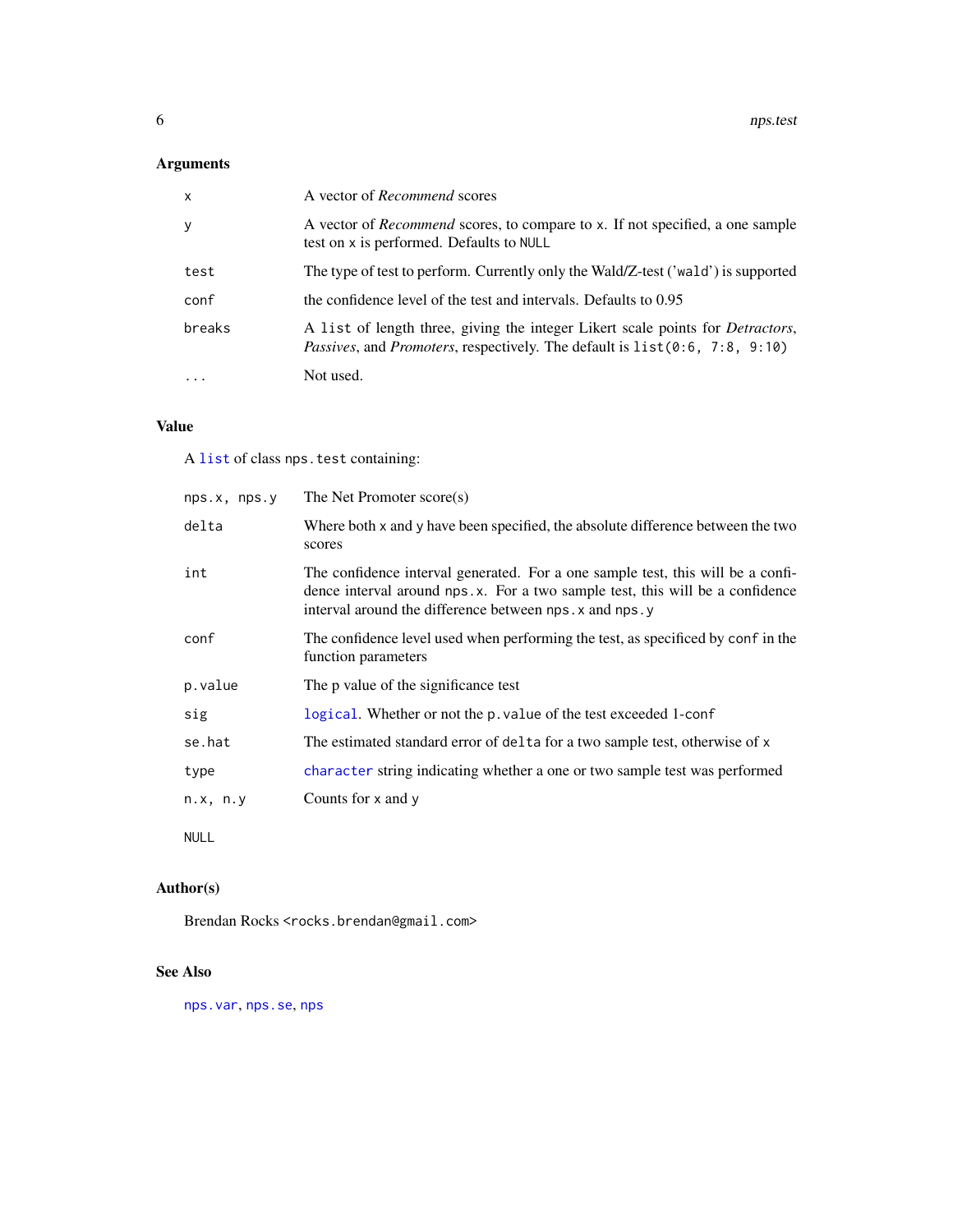## Arguments

| | |
|---|---|
| `x` | A vector of *Recommend* scores |
| `y` | A vector of *Recommend* scores, to compare to `x`. If not specified, a one sample test on `x` is performed. Defaults to `NULL` |
| `test` | The type of test to perform. Currently only the Wald/Z-test ('`wald`') is supported |
| `conf` | the confidence level of the test and intervals. Defaults to 0.95 |
| `breaks` | A `list` of length three, giving the integer Likert scale points for *Detractors*, *Passives*, and *Promoters*, respectively. The default is `list(0:6, 7:8, 9:10)` |
| `...` | Not used. |

## Value

A `list` of class `nps.test` containing:

| | |
|---|---|
| `nps.x, nps.y` | The Net Promoter score(s) |
| `delta` | Where both `x` and `y` have been specified, the absolute difference between the two scores |
| `int` | The confidence interval generated. For a one sample test, this will be a confidence interval around `nps.x`. For a two sample test, this will be a confidence interval around the difference between `nps.x` and `nps.y` |
| `conf` | The confidence level used when performing the test, as specificed by `conf` in the function parameters |
| `p.value` | The p value of the significance test |
| `sig` | `logical`. Whether or not the `p.value` of the test exceeded 1-`conf` |
| `se.hat` | The estimated standard error of `delta` for a two sample test, otherwise of `x` |
| `type` | `character` string indicating whether a one or two sample test was performed |
| `n.x, n.y` | Counts for `x` and `y` |

`NULL`

## Author(s)

Brendan Rocks <rocks.brendan@gmail.com>

## See Also

`nps.var`, `nps.se`, `nps`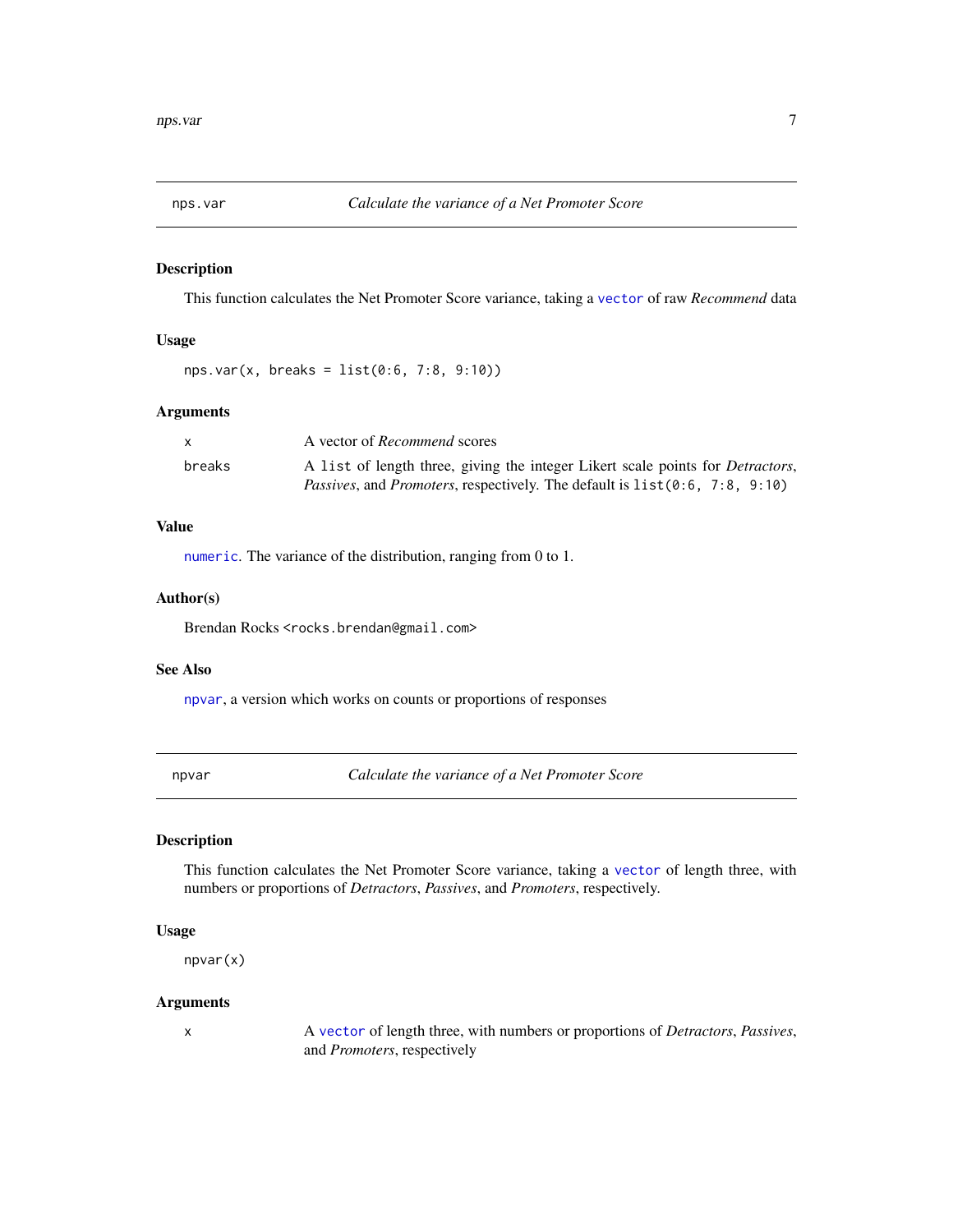## nps.var — *Calculate the variance of a Net Promoter Score*

### Description

This function calculates the Net Promoter Score variance, taking a `vector` of raw *Recommend* data

### Usage

```
nps.var(x, breaks = list(0:6, 7:8, 9:10))
```

### Arguments

| | |
|---|---|
| `x` | A vector of *Recommend* scores |
| `breaks` | A `list` of length three, giving the integer Likert scale points for *Detractors*, *Passives*, and *Promoters*, respectively. The default is `list(0:6, 7:8, 9:10)` |

### Value

`numeric`. The variance of the distribution, ranging from 0 to 1.

### Author(s)

Brendan Rocks <rocks.brendan@gmail.com>

### See Also

`npvar`, a version which works on counts or proportions of responses

## npvar — *Calculate the variance of a Net Promoter Score*

### Description

This function calculates the Net Promoter Score variance, taking a `vector` of length three, with numbers or proportions of *Detractors*, *Passives*, and *Promoters*, respectively.

### Usage

```
npvar(x)
```

### Arguments

| | |
|---|---|
| `x` | A `vector` of length three, with numbers or proportions of *Detractors*, *Passives*, and *Promoters*, respectively |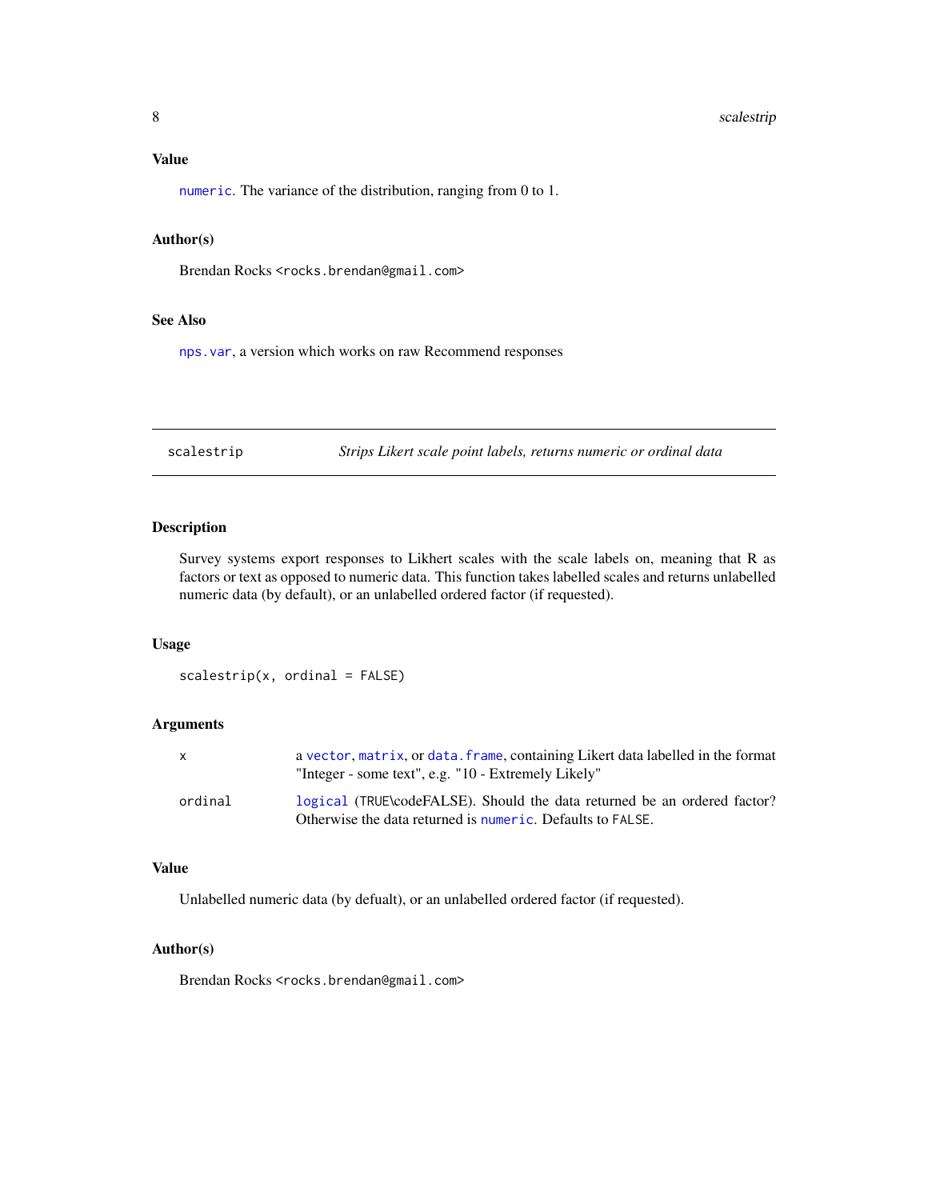### Value

numeric. The variance of the distribution, ranging from 0 to 1.

### Author(s)

Brendan Rocks <rocks.brendan@gmail.com>

### See Also

nps.var, a version which works on raw Recommend responses

---

## scalestrip    *Strips Likert scale point labels, returns numeric or ordinal data*

---

### Description

Survey systems export responses to Likhert scales with the scale labels on, meaning that R as factors or text as opposed to numeric data. This function takes labelled scales and returns unlabelled numeric data (by default), or an unlabelled ordered factor (if requested).

### Usage

```
scalestrip(x, ordinal = FALSE)
```

### Arguments

| | |
|---|---|
| x | a vector, matrix, or data.frame, containing Likert data labelled in the format "Integer - some text", e.g. "10 - Extremely Likely" |
| ordinal | logical (TRUE\codeFALSE). Should the data returned be an ordered factor? Otherwise the data returned is numeric. Defaults to FALSE. |

### Value

Unlabelled numeric data (by defualt), or an unlabelled ordered factor (if requested).

### Author(s)

Brendan Rocks <rocks.brendan@gmail.com>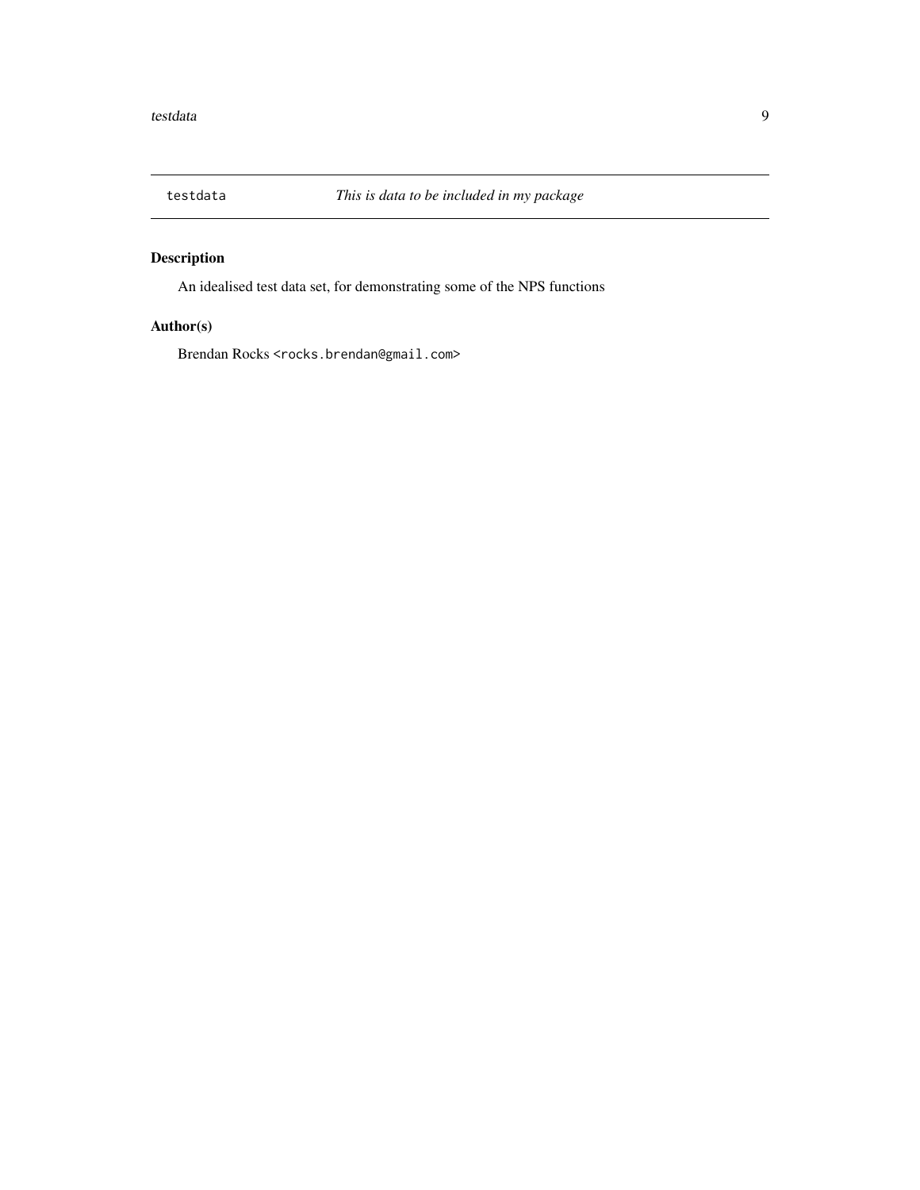`testdata` *This is data to be included in my package*

### Description

An idealised test data set, for demonstrating some of the NPS functions

### Author(s)

Brendan Rocks <rocks.brendan@gmail.com>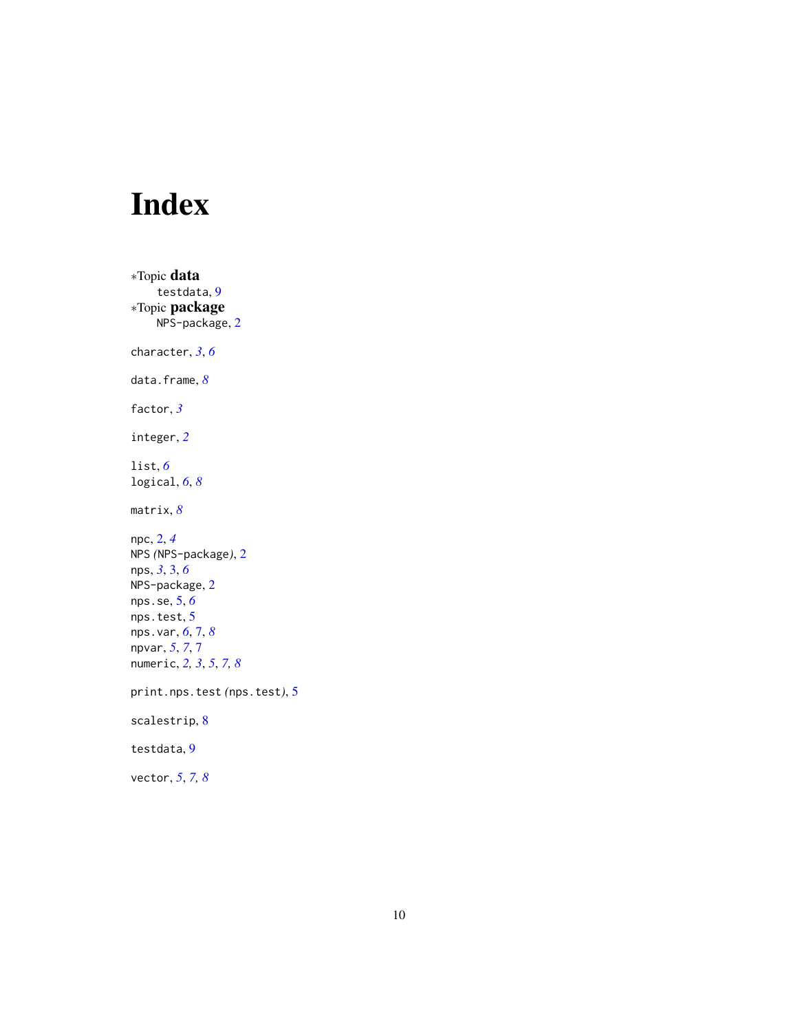# Index

*Topic **data**
    testdata, 9
*Topic **package**
    NPS-package, 2

character, *3*, *6*

data.frame, *8*

factor, *3*

integer, *2*

list, *6*
logical, *6*, *8*

matrix, *8*

npc, 2, *4*
NPS *(*NPS-package*)*, 2
nps, *3*, 3, *6*
NPS-package, 2
nps.se, 5, *6*
nps.test, 5
nps.var, *6*, 7, *8*
npvar, *5*, *7*, 7
numeric, *2, 3*, *5*, *7, 8*

print.nps.test *(*nps.test*)*, 5

scalestrip, 8

testdata, 9

vector, *5*, *7, 8*